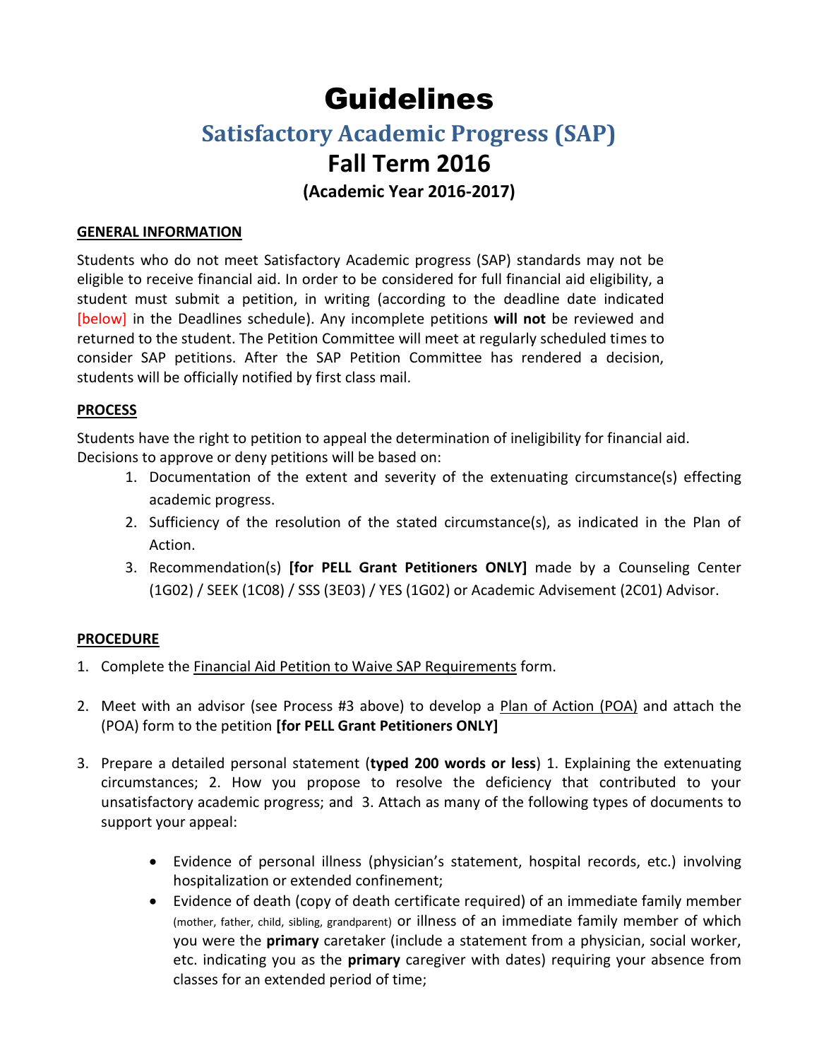# Guidelines

## Satisfactory Academic Progress (SAP)

## Fall Term 2016

### (Academic Year 2016-2017)

**GENERAL INFORMATION**

Students who do not meet Satisfactory Academic progress (SAP) standards may not be eligible to receive financial aid. In order to be considered for full financial aid eligibility, a student must submit a petition, in writing (according to the deadline date indicated [below] in the Deadlines schedule). Any incomplete petitions **will not** be reviewed and returned to the student. The Petition Committee will meet at regularly scheduled times to consider SAP petitions. After the SAP Petition Committee has rendered a decision, students will be officially notified by first class mail.

**PROCESS**

Students have the right to petition to appeal the determination of ineligibility for financial aid. Decisions to approve or deny petitions will be based on:

1. Documentation of the extent and severity of the extenuating circumstance(s) effecting academic progress.
2. Sufficiency of the resolution of the stated circumstance(s), as indicated in the Plan of Action.
3. Recommendation(s) **[for PELL Grant Petitioners ONLY]** made by a Counseling Center (1G02) / SEEK (1C08) / SSS (3E03) / YES (1G02) or Academic Advisement (2C01) Advisor.

**PROCEDURE**

1. Complete the Financial Aid Petition to Waive SAP Requirements form.

2. Meet with an advisor (see Process #3 above) to develop a Plan of Action (POA) and attach the (POA) form to the petition **[for PELL Grant Petitioners ONLY]**

3. Prepare a detailed personal statement (**typed 200 words or less**) 1. Explaining the extenuating circumstances; 2. How you propose to resolve the deficiency that contributed to your unsatisfactory academic progress; and 3. Attach as many of the following types of documents to support your appeal:

    - Evidence of personal illness (physician's statement, hospital records, etc.) involving hospitalization or extended confinement;
    - Evidence of death (copy of death certificate required) of an immediate family member (mother, father, child, sibling, grandparent) or illness of an immediate family member of which you were the **primary** caretaker (include a statement from a physician, social worker, etc. indicating you as the **primary** caregiver with dates) requiring your absence from classes for an extended period of time;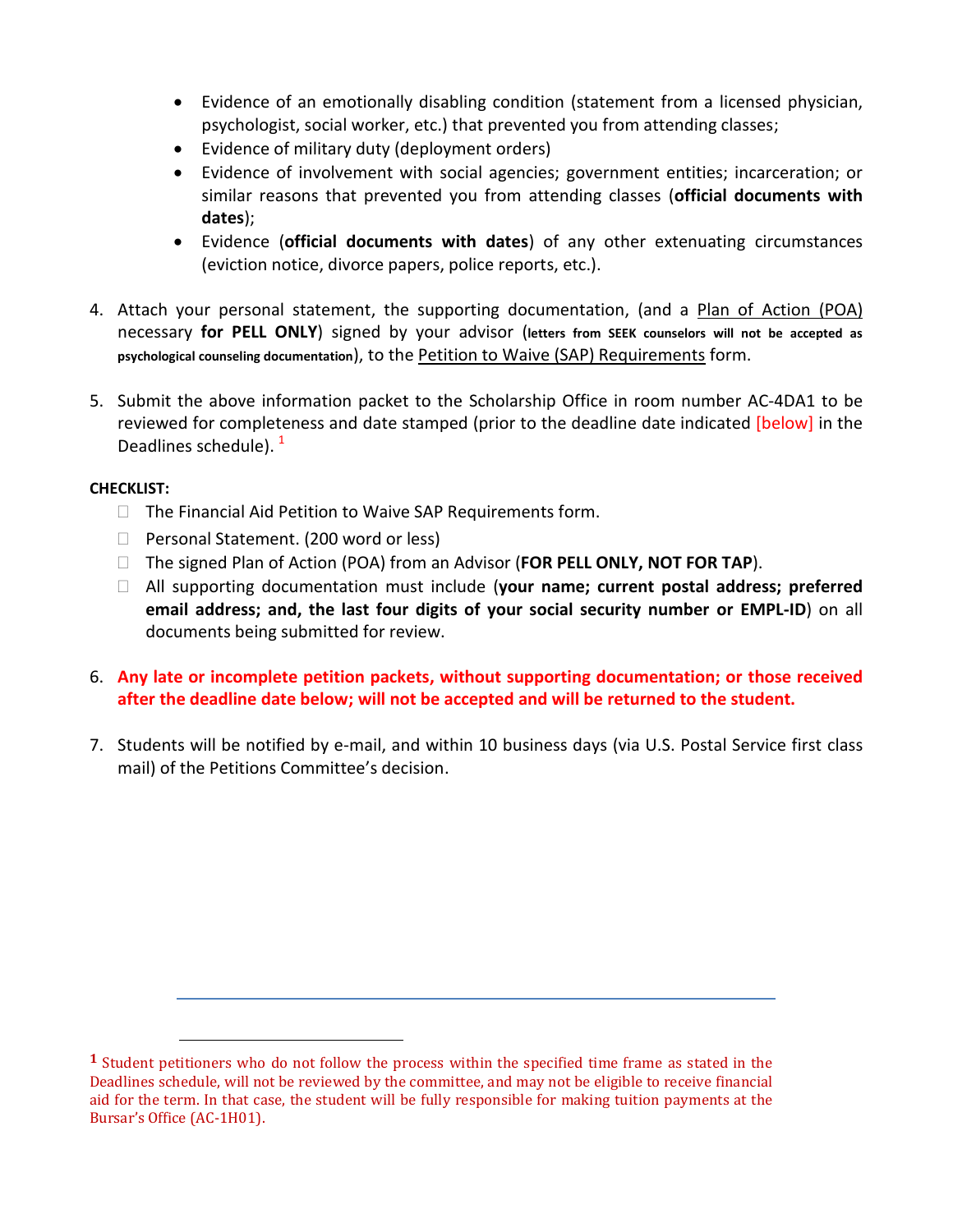- Evidence of an emotionally disabling condition (statement from a licensed physician, psychologist, social worker, etc.) that prevented you from attending classes;
- Evidence of military duty (deployment orders)
- Evidence of involvement with social agencies; government entities; incarceration; or similar reasons that prevented you from attending classes (**official documents with dates**);
- Evidence (**official documents with dates**) of any other extenuating circumstances (eviction notice, divorce papers, police reports, etc.).

4. Attach your personal statement, the supporting documentation, (and a Plan of Action (POA) necessary **for PELL ONLY**) signed by your advisor (**letters from SEEK counselors will not be accepted as psychological counseling documentation**), to the Petition to Waive (SAP) Requirements form.

5. Submit the above information packet to the Scholarship Office in room number AC-4DA1 to be reviewed for completeness and date stamped (prior to the deadline date indicated [below] in the Deadlines schedule). [1]

**CHECKLIST:**

- ☐ The Financial Aid Petition to Waive SAP Requirements form.
- ☐ Personal Statement. (200 word or less)
- ☐ The signed Plan of Action (POA) from an Advisor (**FOR PELL ONLY, NOT FOR TAP**).
- ☐ All supporting documentation must include (**your name; current postal address; preferred email address; and, the last four digits of your social security number or EMPL-ID**) on all documents being submitted for review.

6. **Any late or incomplete petition packets, without supporting documentation; or those received after the deadline date below; will not be accepted and will be returned to the student.**

7. Students will be notified by e-mail, and within 10 business days (via U.S. Postal Service first class mail) of the Petitions Committee's decision.

---

[1] Student petitioners who do not follow the process within the specified time frame as stated in the Deadlines schedule, will not be reviewed by the committee, and may not be eligible to receive financial aid for the term. In that case, the student will be fully responsible for making tuition payments at the Bursar's Office (AC-1H01).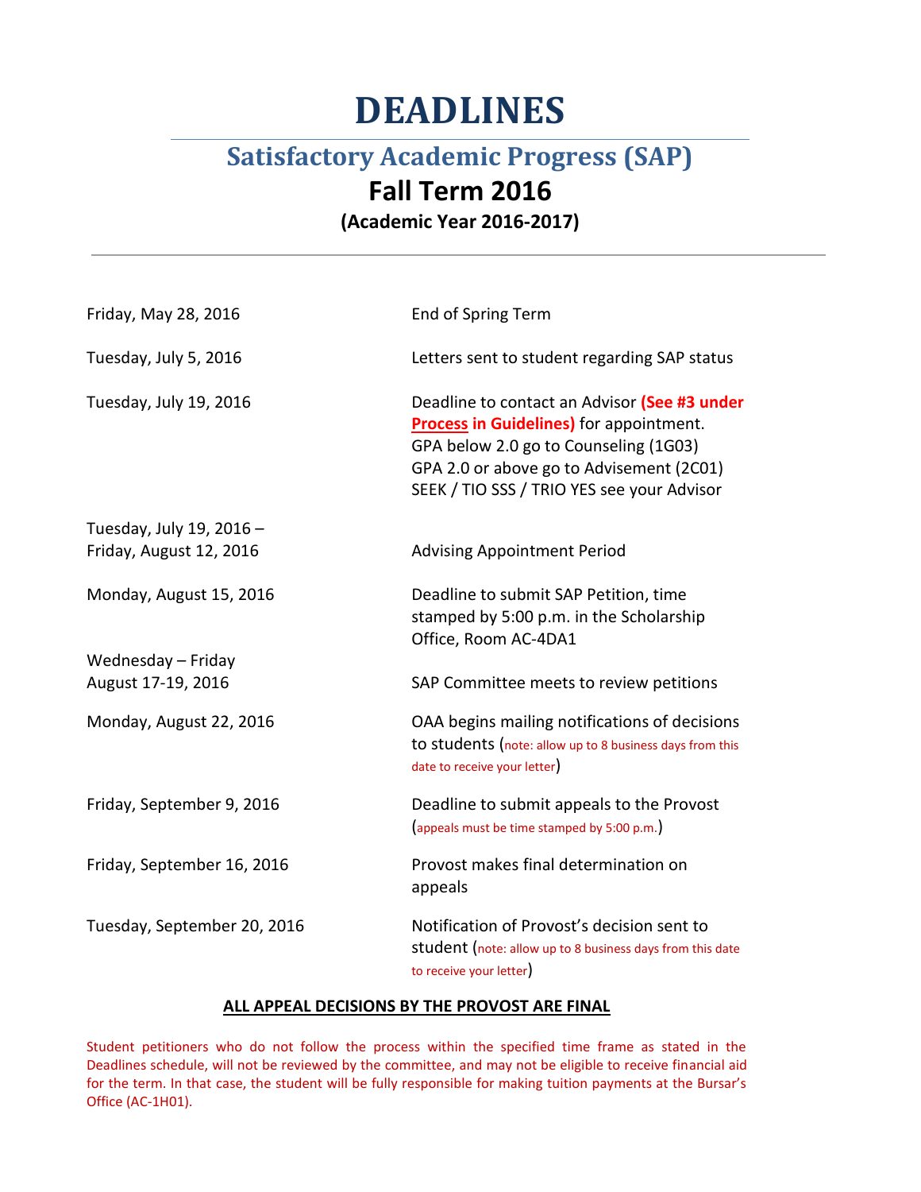# DEADLINES

## Satisfactory Academic Progress (SAP)

## Fall Term 2016

### (Academic Year 2016-2017)

---

| | |
|---|---|
| Friday, May 28, 2016 | End of Spring Term |
| Tuesday, July 5, 2016 | Letters sent to student regarding SAP status |
| Tuesday, July 19, 2016 | Deadline to contact an Advisor **(See #3 under Process in Guidelines)** for appointment.<br>GPA below 2.0 go to Counseling (1G03)<br>GPA 2.0 or above go to Advisement (2C01)<br>SEEK / TIO SSS / TRIO YES see your Advisor |
| Tuesday, July 19, 2016 – Friday, August 12, 2016 | Advising Appointment Period |
| Monday, August 15, 2016 | Deadline to submit SAP Petition, time stamped by 5:00 p.m. in the Scholarship Office, Room AC-4DA1 |
| Wednesday – Friday August 17-19, 2016 | SAP Committee meets to review petitions |
| Monday, August 22, 2016 | OAA begins mailing notifications of decisions to students (note: allow up to 8 business days from this date to receive your letter) |
| Friday, September 9, 2016 | Deadline to submit appeals to the Provost (appeals must be time stamped by 5:00 p.m.) |
| Friday, September 16, 2016 | Provost makes final determination on appeals |
| Tuesday, September 20, 2016 | Notification of Provost's decision sent to student (note: allow up to 8 business days from this date to receive your letter) |

**ALL APPEAL DECISIONS BY THE PROVOST ARE FINAL**

Student petitioners who do not follow the process within the specified time frame as stated in the Deadlines schedule, will not be reviewed by the committee, and may not be eligible to receive financial aid for the term. In that case, the student will be fully responsible for making tuition payments at the Bursar's Office (AC-1H01).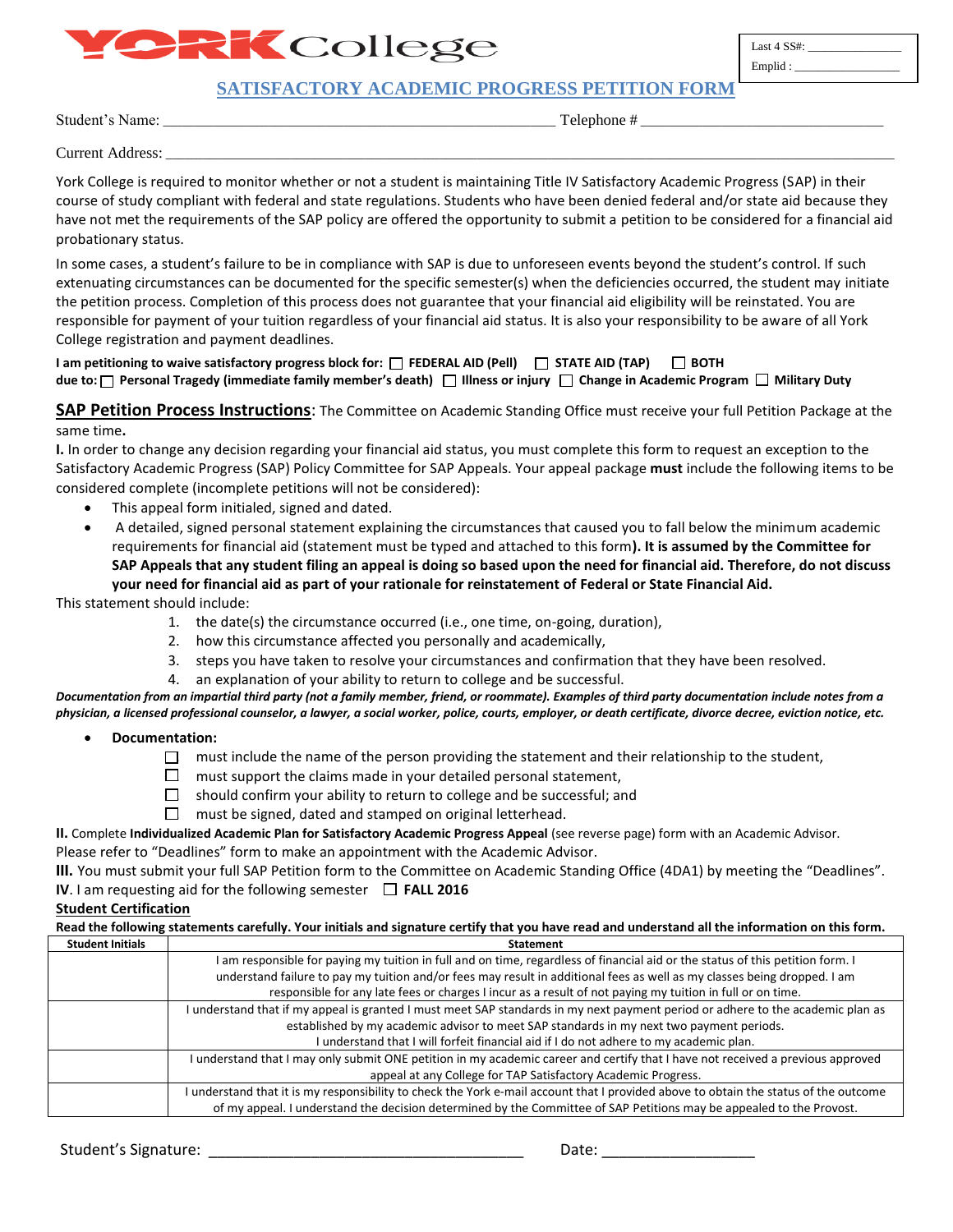# YORK College

Last 4 SS#: _______________
Emplid : _________________

## SATISFACTORY ACADEMIC PROGRESS PETITION FORM

Student's Name: ________________________________________________ Telephone # ______________________________

Current Address: ________________________________________________________________________________________

York College is required to monitor whether or not a student is maintaining Title IV Satisfactory Academic Progress (SAP) in their course of study compliant with federal and state regulations. Students who have been denied federal and/or state aid because they have not met the requirements of the SAP policy are offered the opportunity to submit a petition to be considered for a financial aid probationary status.

In some cases, a student's failure to be in compliance with SAP is due to unforeseen events beyond the student's control. If such extenuating circumstances can be documented for the specific semester(s) when the deficiencies occurred, the student may initiate the petition process. Completion of this process does not guarantee that your financial aid eligibility will be reinstated. You are responsible for payment of your tuition regardless of your financial aid status. It is also your responsibility to be aware of all York College registration and payment deadlines.

**I am petitioning to waive satisfactory progress block for: ☐ FEDERAL AID (Pell) ☐ STATE AID (TAP) ☐ BOTH**
**due to: ☐ Personal Tragedy (immediate family member's death) ☐ Illness or injury ☐ Change in Academic Program ☐ Military Duty**

**SAP Petition Process Instructions**: The Committee on Academic Standing Office must receive your full Petition Package at the same time**.**

**I.** In order to change any decision regarding your financial aid status, you must complete this form to request an exception to the Satisfactory Academic Progress (SAP) Policy Committee for SAP Appeals. Your appeal package **must** include the following items to be considered complete (incomplete petitions will not be considered):

- This appeal form initialed, signed and dated.
- A detailed, signed personal statement explaining the circumstances that caused you to fall below the minimum academic requirements for financial aid (statement must be typed and attached to this form**). It is assumed by the Committee for SAP Appeals that any student filing an appeal is doing so based upon the need for financial aid. Therefore, do not discuss your need for financial aid as part of your rationale for reinstatement of Federal or State Financial Aid.**

This statement should include:

1. the date(s) the circumstance occurred (i.e., one time, on-going, duration),
2. how this circumstance affected you personally and academically,
3. steps you have taken to resolve your circumstances and confirmation that they have been resolved.
4. an explanation of your ability to return to college and be successful.

***Documentation from an impartial third party (not a family member, friend, or roommate). Examples of third party documentation include notes from a physician, a licensed professional counselor, a lawyer, a social worker, police, courts, employer, or death certificate, divorce decree, eviction notice, etc.***

- **Documentation:**
  - ☐ must include the name of the person providing the statement and their relationship to the student,
  - ☐ must support the claims made in your detailed personal statement,
  - ☐ should confirm your ability to return to college and be successful; and
  - ☐ must be signed, dated and stamped on original letterhead.

**II.** Complete **Individualized Academic Plan for Satisfactory Academic Progress Appeal** (see reverse page) form with an Academic Advisor. Please refer to "Deadlines" form to make an appointment with the Academic Advisor.

**III.** You must submit your full SAP Petition form to the Committee on Academic Standing Office (4DA1) by meeting the "Deadlines".

**IV**. I am requesting aid for the following semester ☐ **FALL 2016**

**Student Certification**

**Read the following statements carefully. Your initials and signature certify that you have read and understand all the information on this form.**

| Student Initials | Statement |
|---|---|
| | I am responsible for paying my tuition in full and on time, regardless of financial aid or the status of this petition form. I understand failure to pay my tuition and/or fees may result in additional fees as well as my classes being dropped. I am responsible for any late fees or charges I incur as a result of not paying my tuition in full or on time. |
| | I understand that if my appeal is granted I must meet SAP standards in my next payment period or adhere to the academic plan as established by my academic advisor to meet SAP standards in my next two payment periods. I understand that I will forfeit financial aid if I do not adhere to my academic plan. |
| | I understand that I may only submit ONE petition in my academic career and certify that I have not received a previous approved appeal at any College for TAP Satisfactory Academic Progress. |
| | I understand that it is my responsibility to check the York e-mail account that I provided above to obtain the status of the outcome of my appeal. I understand the decision determined by the Committee of SAP Petitions may be appealed to the Provost. |

Student's Signature: ____________________________________ Date: __________________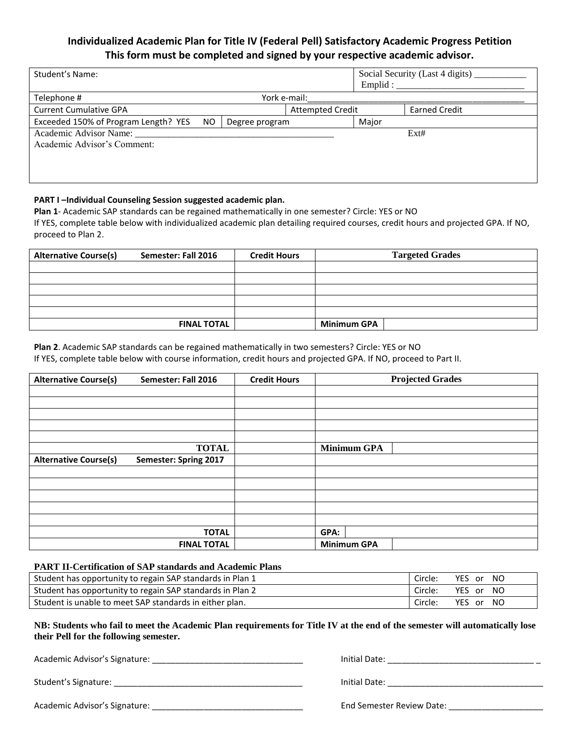## Individualized Academic Plan for Title IV (Federal Pell) Satisfactory Academic Progress Petition

**This form must be completed and signed by your respective academic advisor.**

| Student's Name: | | | Social Security (Last 4 digits) ___________ Emplid : ___________________________ |
|---|---|---|---|
| Telephone # | York e-mail:_______________________________________________ | | |
| Current Cumulative GPA | | Attempted Credit | Earned Credit |
| Exceeded 150% of Program Length? YES NO | Degree program | Major | |
| Academic Advisor Name: ___________________________________________ | | | Ext# |
| Academic Advisor's Comment: | | | |

**PART I –Individual Counseling Session suggested academic plan.**

**Plan 1**- Academic SAP standards can be regained mathematically in one semester? Circle: YES or NO

If YES, complete table below with individualized academic plan detailing required courses, credit hours and projected GPA. If NO, proceed to Plan 2.

| Alternative Course(s) Semester: Fall 2016 | Credit Hours | Targeted Grades | |
|---|---|---|---|
| | | | |
| | | | |
| | | | |
| | | | |
| | | | |
| FINAL TOTAL | | Minimum GPA | |

**Plan 2**. Academic SAP standards can be regained mathematically in two semesters? Circle: YES or NO

If YES, complete table below with course information, credit hours and projected GPA. If NO, proceed to Part II.

| Alternative Course(s) Semester: Fall 2016 | Credit Hours | Projected Grades | |
|---|---|---|---|
| | | | |
| | | | |
| | | | |
| | | | |
| | | | |
| **TOTAL** | | **Minimum GPA** | |
| **Alternative Course(s) Semester: Spring 2017** | | | |
| | | | |
| | | | |
| | | | |
| | | | |
| | | | |
| **TOTAL** | | **GPA:** | |
| **FINAL TOTAL** | | **Minimum GPA** | |

**PART II-Certification of SAP standards and Academic Plans**

| | |
|---|---|
| Student has opportunity to regain SAP standards in Plan 1 | Circle: YES or NO |
| Student has opportunity to regain SAP standards in Plan 2 | Circle: YES or NO |
| Student is unable to meet SAP standards in either plan. | Circle: YES or NO |

**NB: Students who fail to meet the Academic Plan requirements for Title IV at the end of the semester will automatically lose their Pell for the following semester.**

Academic Advisor's Signature: ________________________________ Initial Date: ______________________________ _

Student's Signature: ________________________________________ Initial Date: ________________________________

Academic Advisor's Signature: ________________________________ End Semester Review Date: ____________________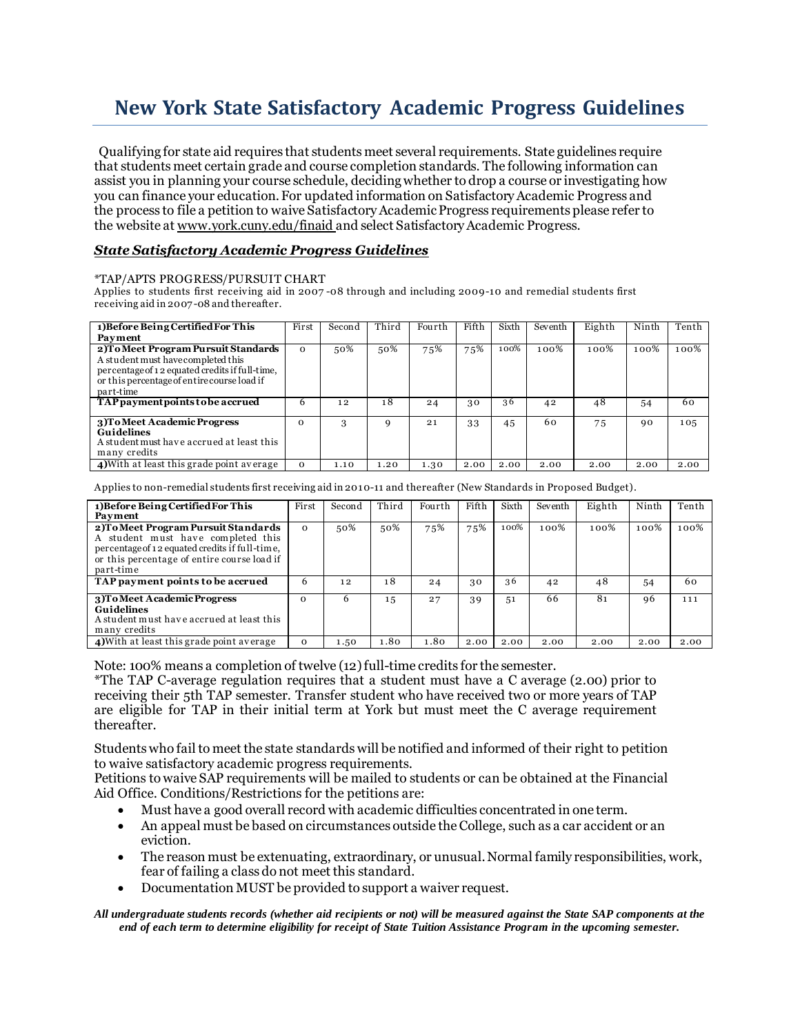# New York State Satisfactory Academic Progress Guidelines

Qualifying for state aid requires that students meet several requirements. State guidelines require that students meet certain grade and course completion standards. The following information can assist you in planning your course schedule, deciding whether to drop a course or investigating how you can finance your education. For updated information on Satisfactory Academic Progress and the process to file a petition to waive Satisfactory Academic Progress requirements please refer to the website at www.york.cuny.edu/finaid and select Satisfactory Academic Progress.

## *State Satisfactory Academic Progress Guidelines*

*TAP/APTS PROGRESS/PURSUIT CHART

Applies to students first receiving aid in 2007-08 through and including 2009-10 and remedial students first receiving aid in 2007-08 and thereafter.

| **1)Before Being Certified For This Payment** | First | Second | Third | Fourth | Fifth | Sixth | Seventh | Eighth | Ninth | Tenth |
|---|---|---|---|---|---|---|---|---|---|---|
| **2)To Meet Program Pursuit Standards** A student must have completed this percentage of 12 equated credits if full-time, or this percentage of entire course load if part-time | 0 | 50% | 50% | 75% | 75% | 100% | 100% | 100% | 100% | 100% |
| **TAP payment points to be accrued** | 6 | 12 | 18 | 24 | 30 | 36 | 42 | 48 | 54 | 60 |
| **3)To Meet Academic Progress Guidelines** A student must have accrued at least this many credits | 0 | 3 | 9 | 21 | 33 | 45 | 60 | 75 | 90 | 105 |
| **4)**With at least this grade point average | 0 | 1.10 | 1.20 | 1.30 | 2.00 | 2.00 | 2.00 | 2.00 | 2.00 | 2.00 |

Applies to non-remedial students first receiving aid in 2010-11 and thereafter (New Standards in Proposed Budget).

| **1)Before Being Certified For This Payment** | First | Second | Third | Fourth | Fifth | Sixth | Seventh | Eighth | Ninth | Tenth |
|---|---|---|---|---|---|---|---|---|---|---|
| **2)To Meet Program Pursuit Standards** A student must have completed this percentage of 12 equated credits if full-time, or this percentage of entire course load if part-time | 0 | 50% | 50% | 75% | 75% | 100% | 100% | 100% | 100% | 100% |
| **TAP payment points to be accrued** | 6 | 12 | 18 | 24 | 30 | 36 | 42 | 48 | 54 | 60 |
| **3)To Meet Academic Progress Guidelines** A student must have accrued at least this many credits | 0 | 6 | 15 | 27 | 39 | 51 | 66 | 81 | 96 | 111 |
| **4)**With at least this grade point average | 0 | 1.50 | 1.80 | 1.80 | 2.00 | 2.00 | 2.00 | 2.00 | 2.00 | 2.00 |

Note: 100% means a completion of twelve (12) full-time credits for the semester.

*The TAP C-average regulation requires that a student must have a C average (2.00) prior to receiving their 5th TAP semester. Transfer student who have received two or more years of TAP are eligible for TAP in their initial term at York but must meet the C average requirement thereafter.

Students who fail to meet the state standards will be notified and informed of their right to petition to waive satisfactory academic progress requirements.

Petitions to waive SAP requirements will be mailed to students or can be obtained at the Financial Aid Office. Conditions/Restrictions for the petitions are:

- Must have a good overall record with academic difficulties concentrated in one term.
- An appeal must be based on circumstances outside the College, such as a car accident or an eviction.
- The reason must be extenuating, extraordinary, or unusual. Normal family responsibilities, work, fear of failing a class do not meet this standard.
- Documentation MUST be provided to support a waiver request.

***All undergraduate students records (whether aid recipients or not) will be measured against the State SAP components at the end of each term to determine eligibility for receipt of State Tuition Assistance Program in the upcoming semester.***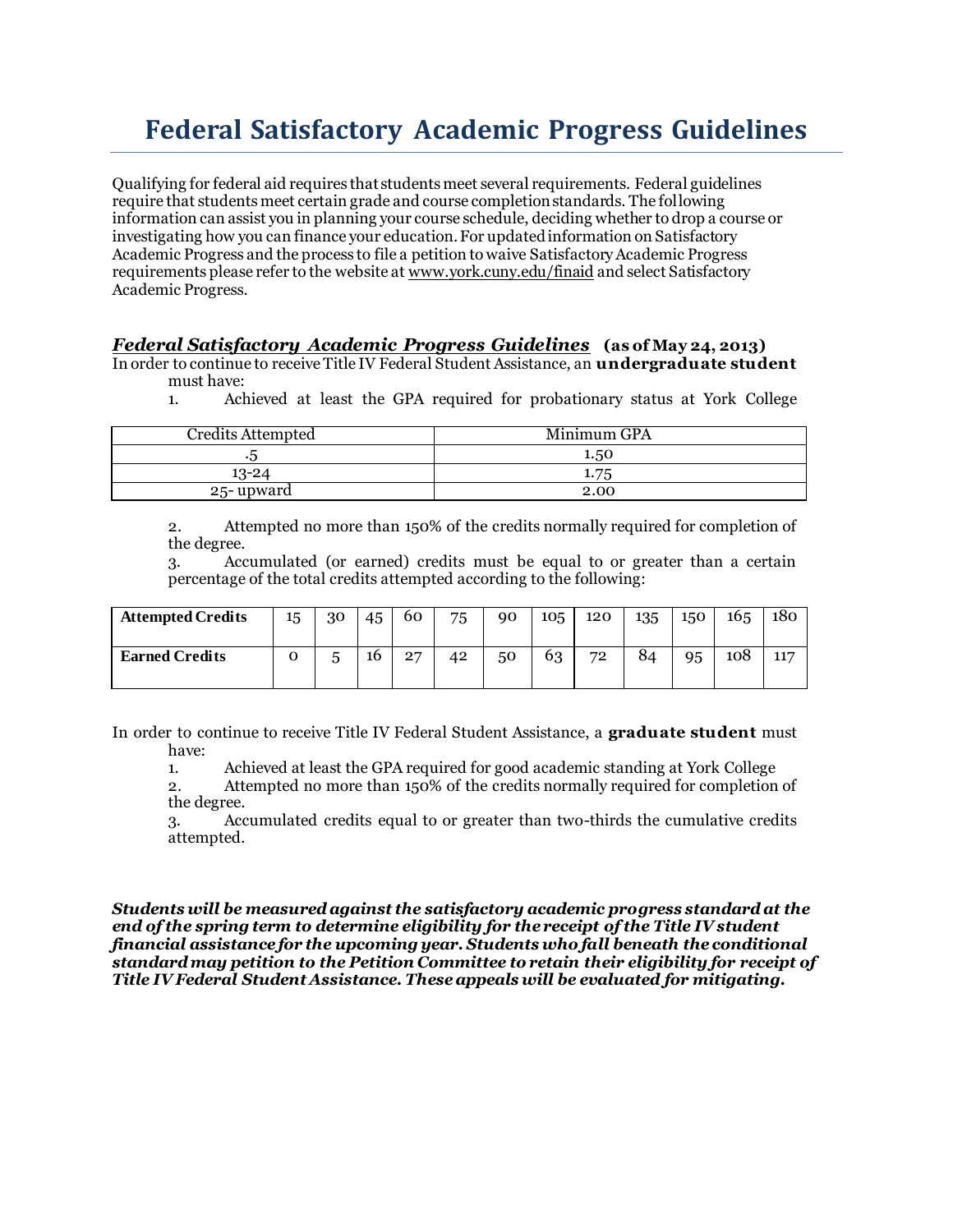# Federal Satisfactory Academic Progress Guidelines

Qualifying for federal aid requires that students meet several requirements. Federal guidelines require that students meet certain grade and course completion standards. The following information can assist you in planning your course schedule, deciding whether to drop a course or investigating how you can finance your education. For updated information on Satisfactory Academic Progress and the process to file a petition to waive Satisfactory Academic Progress requirements please refer to the website at www.york.cuny.edu/finaid and select Satisfactory Academic Progress.

***Federal Satisfactory Academic Progress Guidelines*** **(as of May 24, 2013)**

In order to continue to receive Title IV Federal Student Assistance, an **undergraduate student** must have:

1. Achieved at least the GPA required for probationary status at York College

| Credits Attempted | Minimum GPA |
|---|---|
| .5 | 1.50 |
| 13-24 | 1.75 |
| 25- upward | 2.00 |

2. Attempted no more than 150% of the credits normally required for completion of the degree.
3. Accumulated (or earned) credits must be equal to or greater than a certain percentage of the total credits attempted according to the following:

| **Attempted Credits** | 15 | 30 | 45 | 60 | 75 | 90 | 105 | 120 | 135 | 150 | 165 | 180 |
|---|---|---|---|---|---|---|---|---|---|---|---|---|
| **Earned Credits** | 0 | 5 | 16 | 27 | 42 | 50 | 63 | 72 | 84 | 95 | 108 | 117 |

In order to continue to receive Title IV Federal Student Assistance, a **graduate student** must have:

1. Achieved at least the GPA required for good academic standing at York College
2. Attempted no more than 150% of the credits normally required for completion of the degree.
3. Accumulated credits equal to or greater than two-thirds the cumulative credits attempted.

***Students will be measured against the satisfactory academic progress standard at the end of the spring term to determine eligibility for the receipt of the Title IV student financial assistance for the upcoming year. Students who fall beneath the conditional standard may petition to the Petition Committee to retain their eligibility for receipt of Title IV Federal Student Assistance. These appeals will be evaluated for mitigating.***